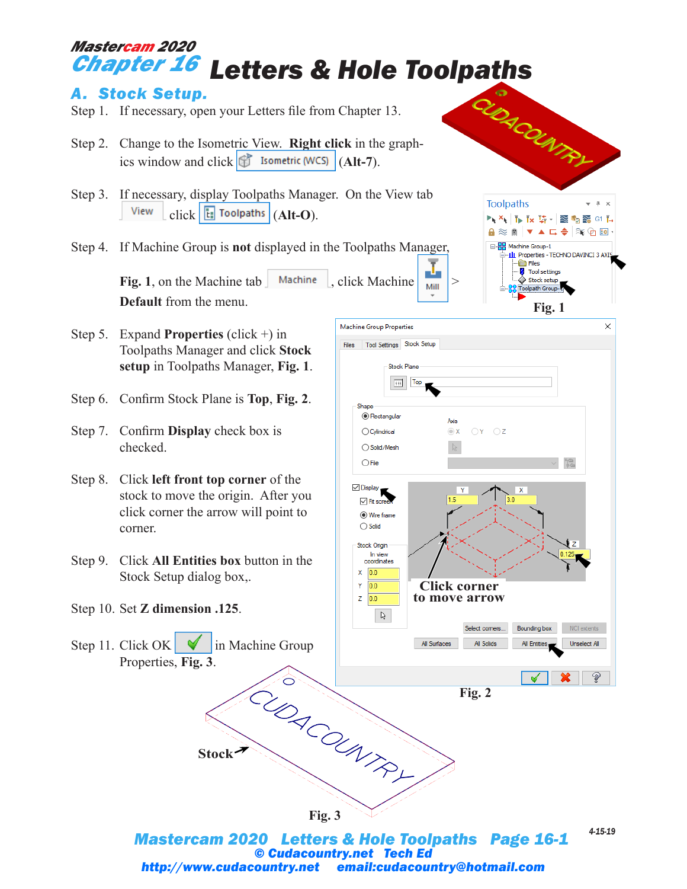# Mastercam 2020
# Chapter 16 Letters & Hole Toolpaths

## A. Stock Setup.

Step 1. If necessary, open your Letters file from Chapter 13.

Step 2. Change to the Isometric View. **Right click** in the graphics window and click Isometric (WCS) (**Alt-7**).

Step 3. If necessary, display Toolpaths Manager. On the View tab View click Toolpaths (**Alt-O**).

Step 4. If Machine Group is **not** displayed in the Toolpaths Manager, **Fig. 1**, on the Machine tab Machine, click Machine Mill > **Default** from the menu.

Step 5. Expand **Properties** (click +) in Toolpaths Manager and click **Stock setup** in Toolpaths Manager, **Fig. 1**.

Step 6. Confirm Stock Plane is **Top**, **Fig. 2**.

Step 7. Confirm **Display** check box is checked.

Step 8. Click **left front top corner** of the stock to move the origin. After you click corner the arrow will point to corner.

Step 9. Click **All Entities box** button in the Stock Setup dialog box,.

Step 10. Set **Z dimension .125**.

Step 11. Click OK in Machine Group Properties, **Fig. 3**.

**Fig. 1**

Click corner to move arrow

**Fig. 2**

Stock

**Fig. 3**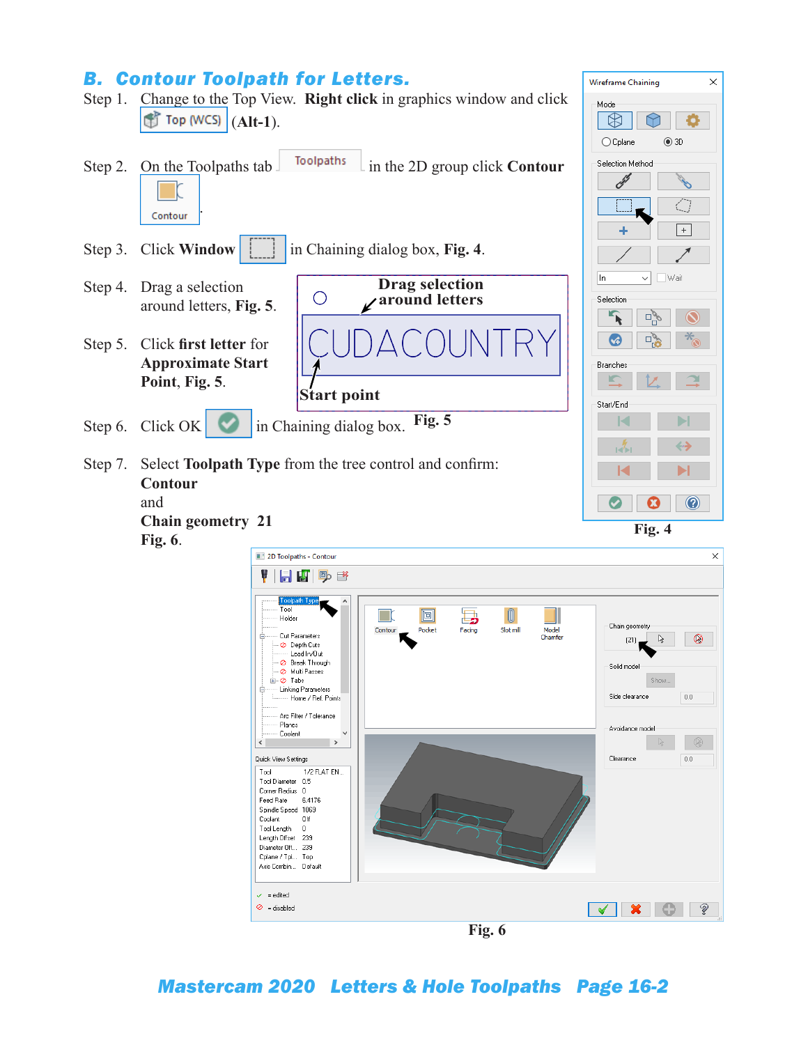## B. Contour Toolpath for Letters.

Step 1. Change to the Top View. **Right click** in graphics window and click Top (WCS) (**Alt-1**).

Step 2. On the Toolpaths tab Toolpaths in the 2D group click **Contour** Contour.

Step 3. Click **Window** in Chaining dialog box, **Fig. 4**.

Step 4. Drag a selection around letters, **Fig. 5**.

Step 5. Click **first letter** for **Approximate Start Point**, **Fig. 5**.

Step 6. Click OK in Chaining dialog box.

**Drag selection around letters**

CUDACOUNTRY

**Start point**

**Fig. 5**

Step 7. Select **Toolpath Type** from the tree control and confirm:
**Contour**
and
**Chain geometry 21**
**Fig. 6**.

**Fig. 4**

**Fig. 6**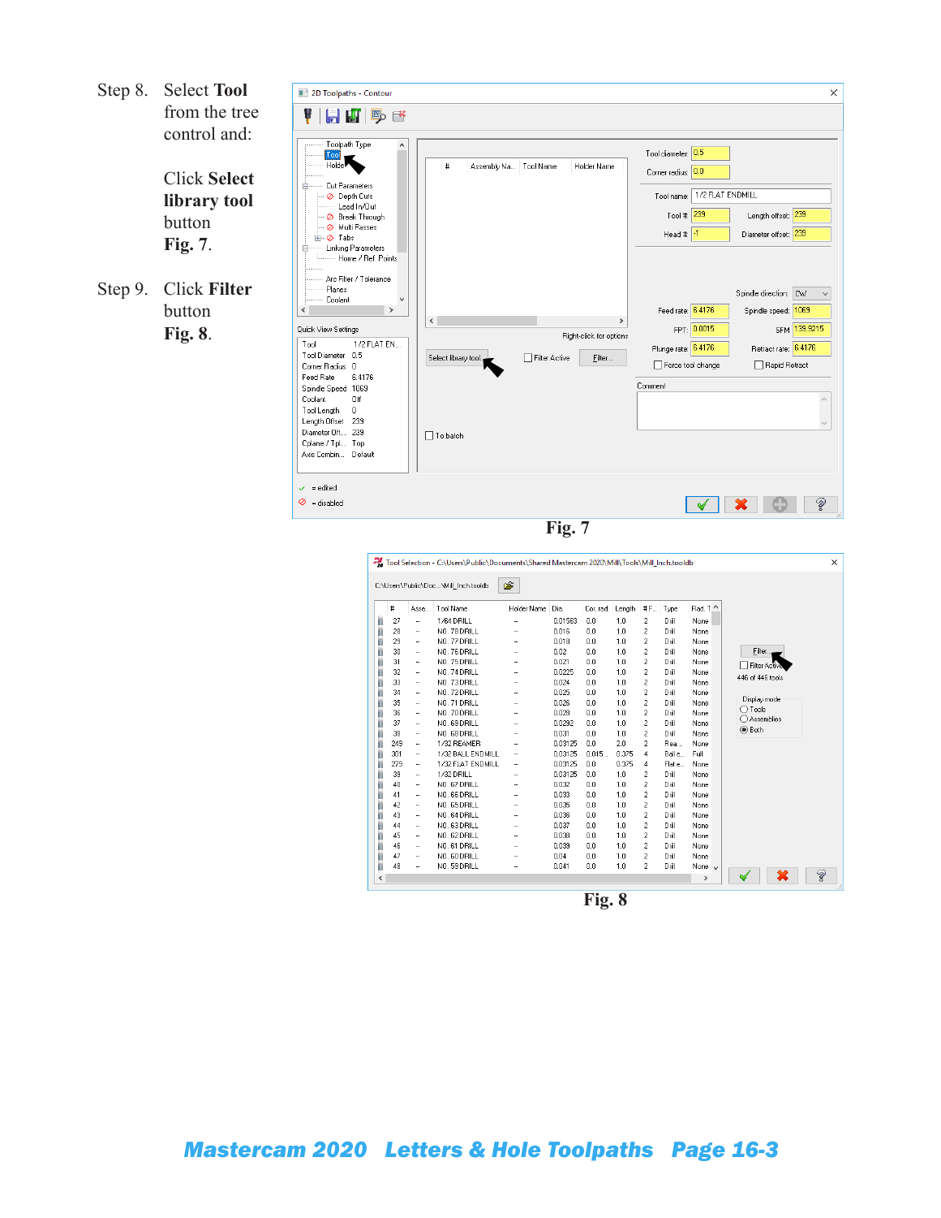Step 8. Select **Tool** from the tree control and:

Click **Select library tool** button **Fig. 7**.

Step 9. Click **Filter** button **Fig. 8**.

**Fig. 7**

**Fig. 8**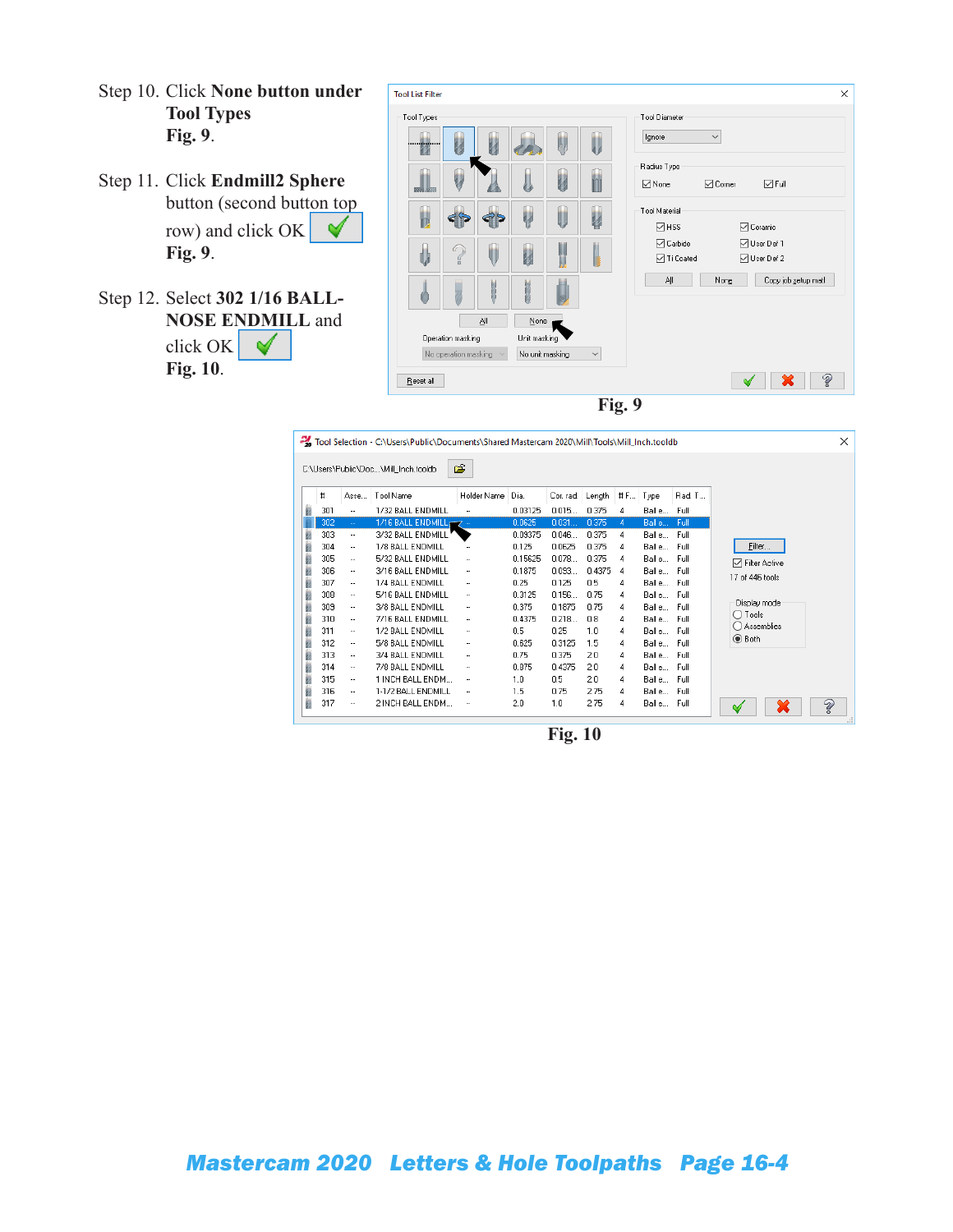Step 10. Click **None button under Tool Types** **Fig. 9**.

Step 11. Click **Endmill2 Sphere** button (second button top row) and click OK **Fig. 9**.

Step 12. Select **302 1/16 BALL-NOSE ENDMILL** and click OK **Fig. 10**.

**Fig. 9**

**Fig. 10**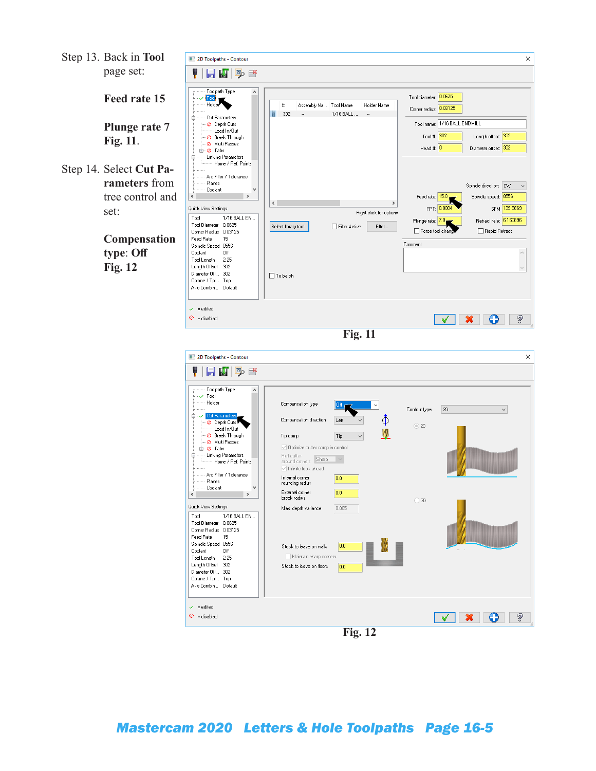Step 13. Back in **Tool** page set:

**Feed rate 15**

**Plunge rate 7**
**Fig. 11**.

Step 14. Select **Cut Parameters** from tree control and set:

**Compensation type**: **Off**
**Fig. 12**

**Fig. 11**

**Fig. 12**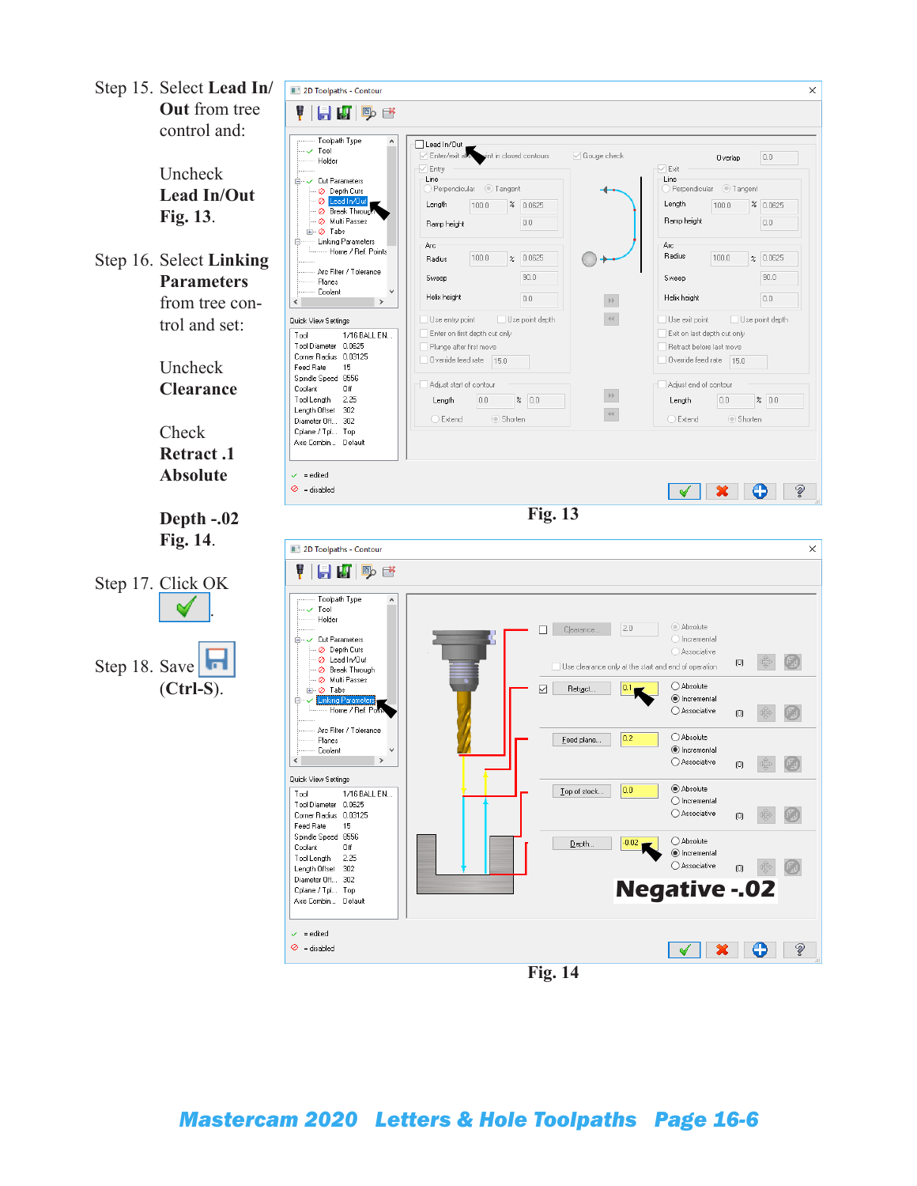Step 15. Select **Lead In/ Out** from tree control and:

Uncheck **Lead In/Out Fig. 13**.

Step 16. Select **Linking Parameters** from tree control and set:

Uncheck **Clearance**

Check **Retract .1 Absolute**

**Depth -.02 Fig. 14**.

Step 17. Click OK.

Step 18. Save **(Ctrl-S)**.

**Fig. 13**

**Fig. 14**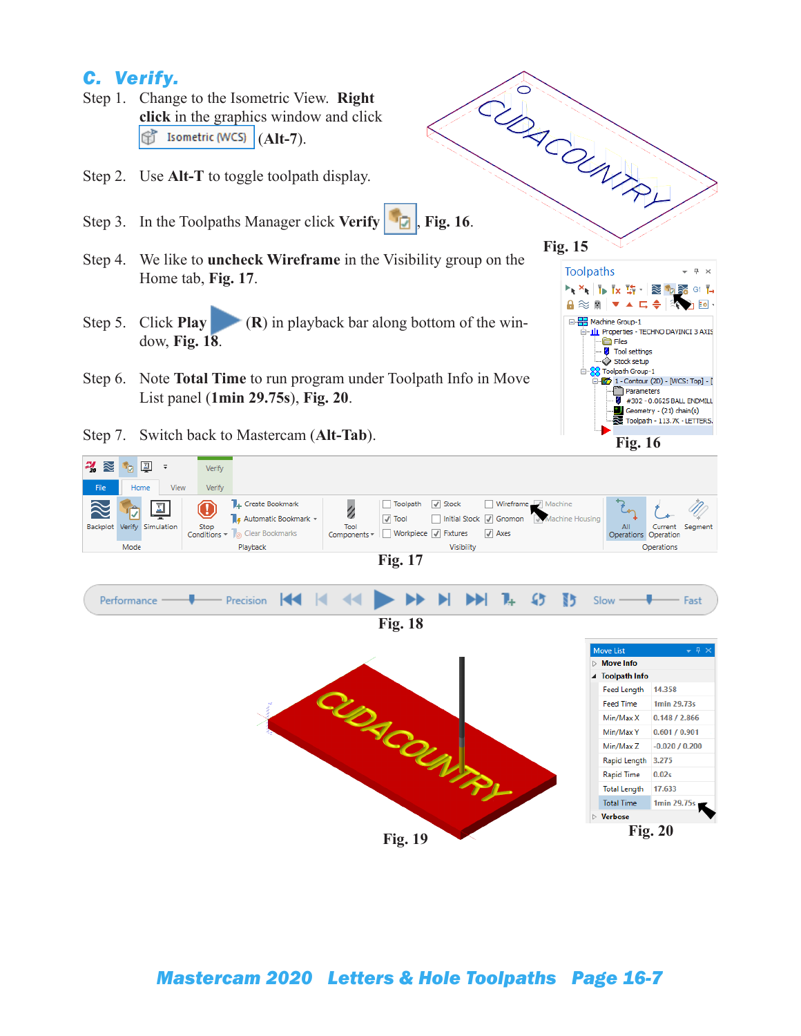## C. Verify.

Step 1. Change to the Isometric View. **Right click** in the graphics window and click Isometric (WCS) (**Alt-7**).

Step 2. Use **Alt-T** to toggle toolpath display.

Step 3. In the Toolpaths Manager click **Verify**, **Fig. 16**.

Step 4. We like to **uncheck Wireframe** in the Visibility group on the Home tab, **Fig. 17**.

Step 5. Click **Play** (**R**) in playback bar along bottom of the window, **Fig. 18**.

Step 6. Note **Total Time** to run program under Toolpath Info in Move List panel (**1min 29.75s**), **Fig. 20**.

Step 7. Switch back to Mastercam (**Alt-Tab**).

**Fig. 15**

**Fig. 16**

**Fig. 17**

**Fig. 18**

**Fig. 19**

| Toolpath Info | |
|---|---|
| Feed Length | 14.358 |
| Feed Time | 1min 29.73s |
| Min/Max X | 0.148 / 2.866 |
| Min/Max Y | 0.601 / 0.901 |
| Min/Max Z | -0.020 / 0.200 |
| Rapid Length | 3.275 |
| Rapid Time | 0.02s |
| Total Length | 17.633 |
| Total Time | 1min 29.75s |

**Fig. 20**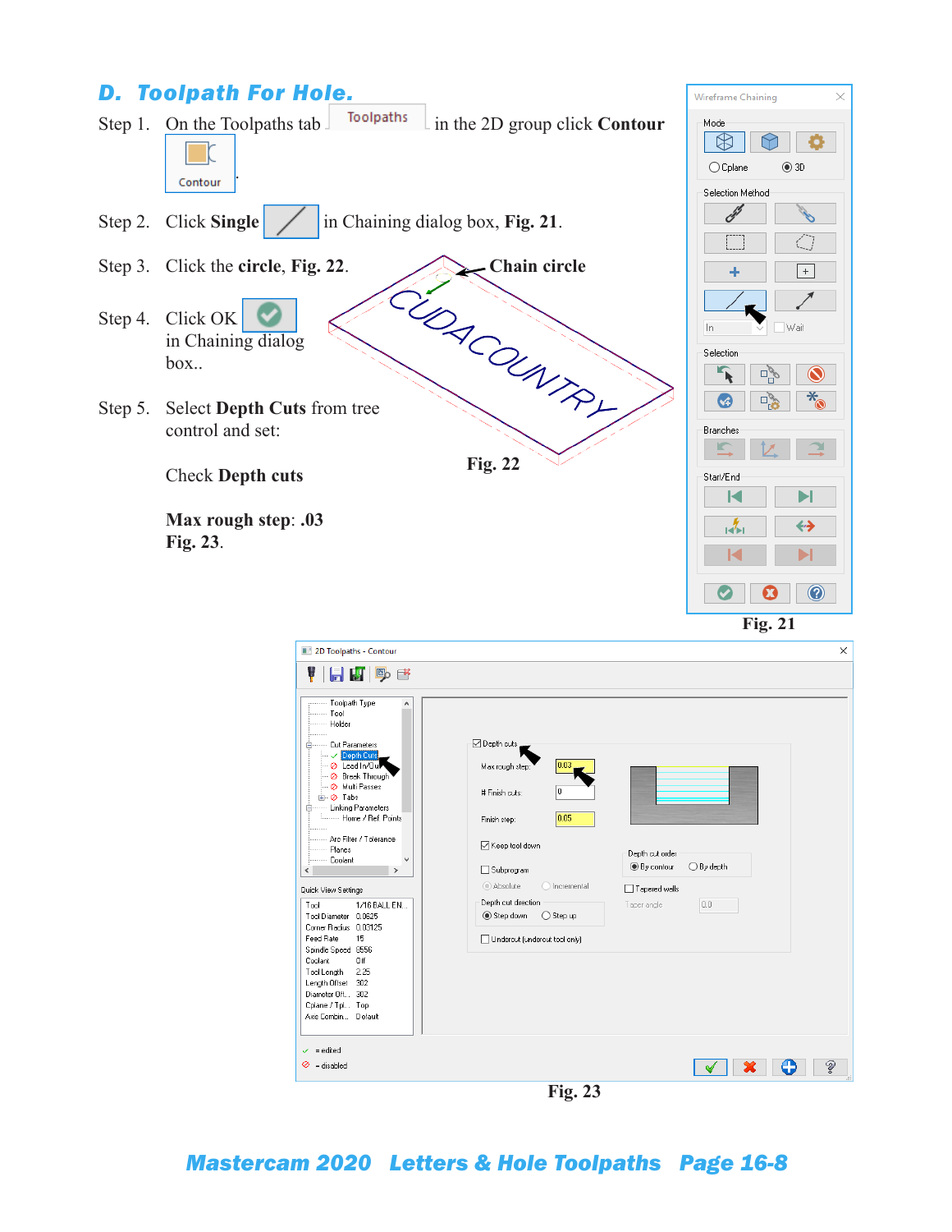## D. Toolpath For Hole.

Step 1. On the Toolpaths tab Toolpaths in the 2D group click **Contour** Contour.

Step 2. Click **Single** in Chaining dialog box, **Fig. 21**.

Step 3. Click the **circle**, **Fig. 22**.

Step 4. Click OK in Chaining dialog box..

Step 5. Select **Depth Cuts** from tree control and set:

Check **Depth cuts**

**Max rough step**: **.03**
**Fig. 23**.

Chain circle

**Fig. 22**

**Fig. 21**

**Fig. 23**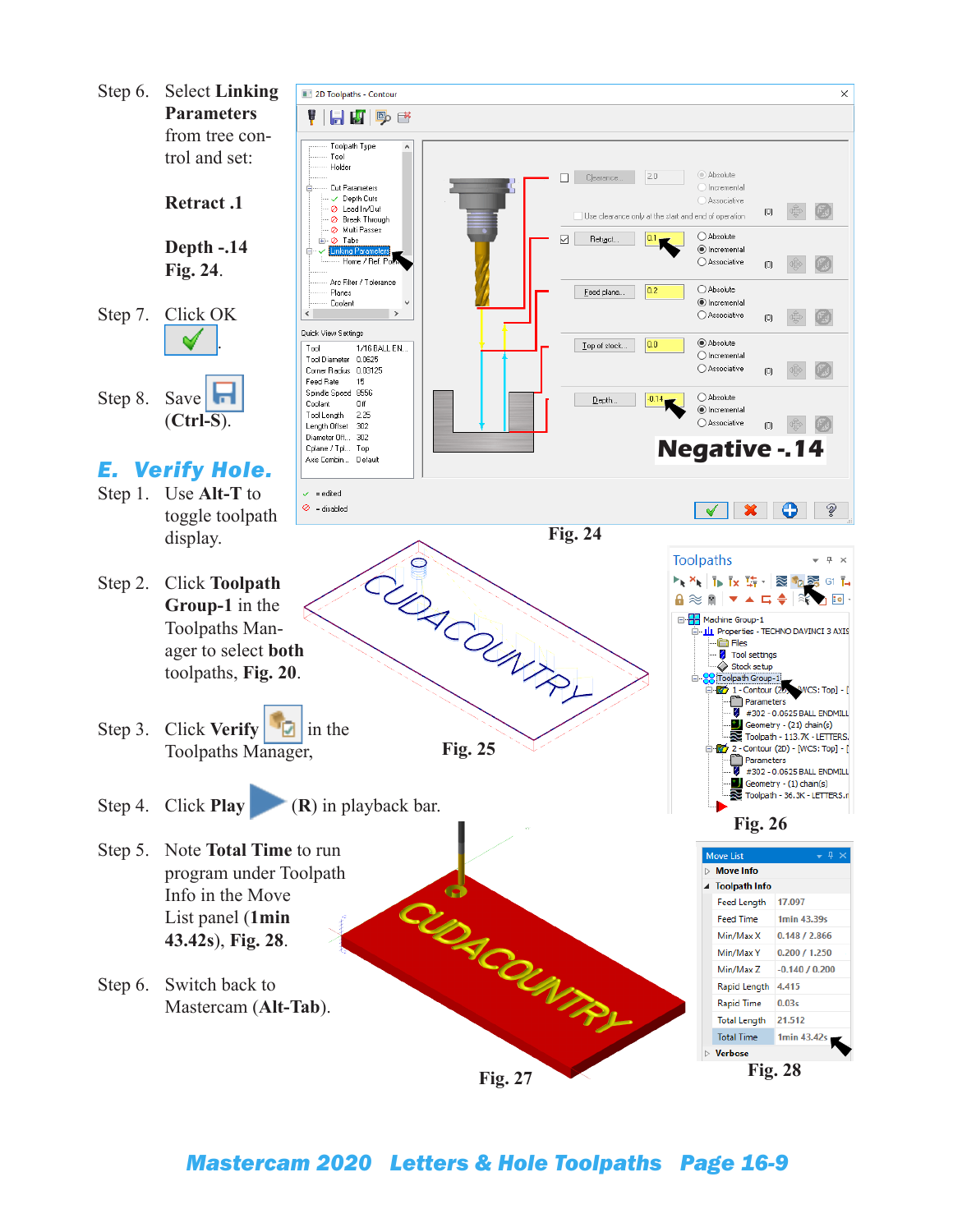Step 6. Select **Linking Parameters** from tree control and set:

**Retract .1**

**Depth -.14**
**Fig. 24**.

Step 7. Click OK

Step 8. Save (**Ctrl-S**).

Negative -.14

Fig. 24

## *E. Verify Hole.*

Step 1. Use **Alt-T** to toggle toolpath display.

Step 2. Click **Toolpath Group-1** in the Toolpaths Manager to select **both** toolpaths, **Fig. 20**.

Step 3. Click **Verify** in the Toolpaths Manager,

Step 4. Click **Play** (**R**) in playback bar.

Step 5. Note **Total Time** to run program under Toolpath Info in the Move List panel (**1min 43.42s**), **Fig. 28**.

Step 6. Switch back to Mastercam (**Alt-Tab**).

Fig. 25

Fig. 26

Fig. 27

| Toolpath Info | |
|---|---|
| Feed Length | 17.097 |
| Feed Time | 1min 43.39s |
| Min/Max X | 0.148 / 2.866 |
| Min/Max Y | 0.200 / 1.250 |
| Min/Max Z | -0.140 / 0.200 |
| Rapid Length | 4.415 |
| Rapid Time | 0.03s |
| Total Length | 21.512 |
| Total Time | 1min 43.42s |

Fig. 28